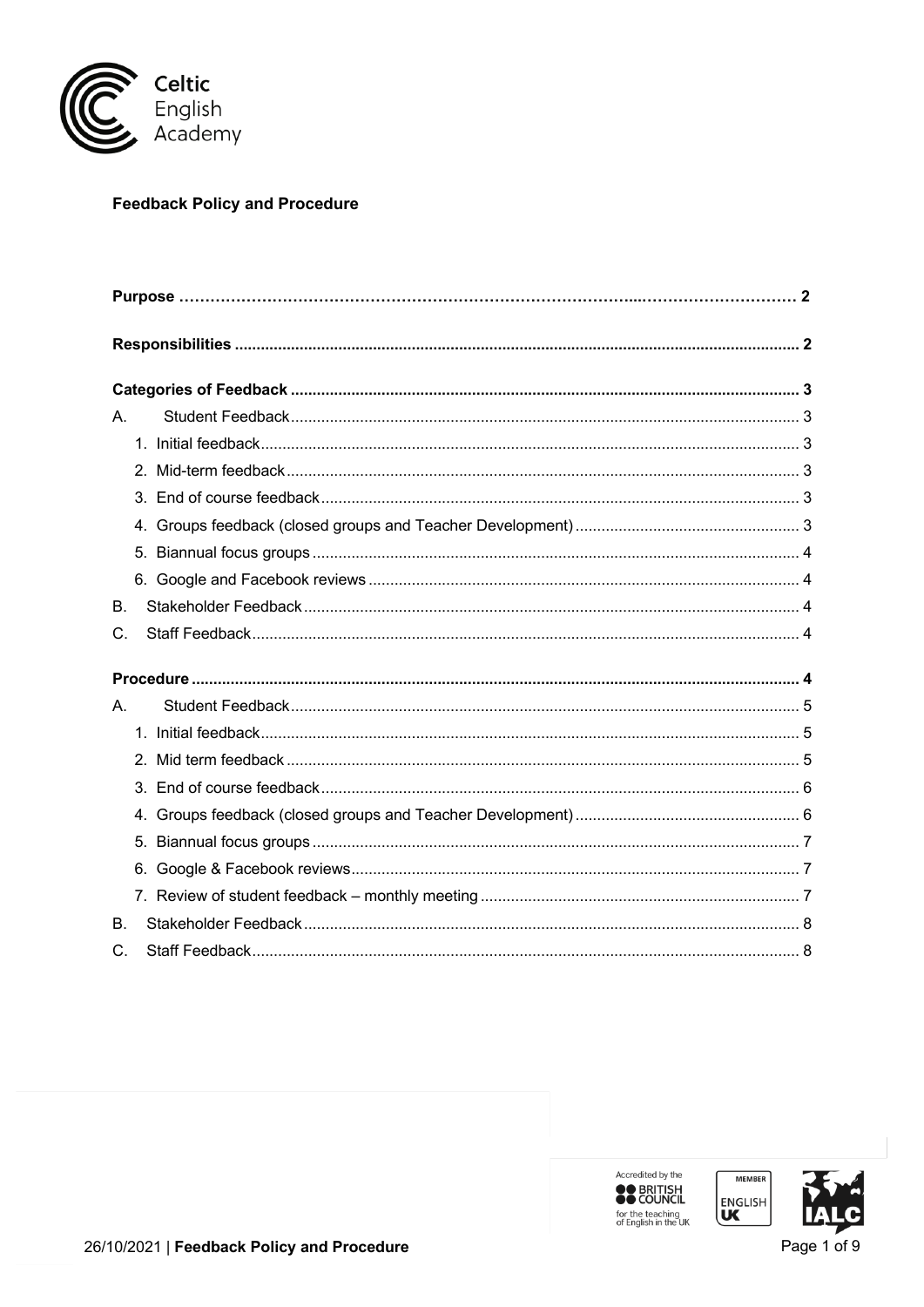Celtic English Academy

**Feedback Policy and Procedure**

| | |
|---|---|
| **Purpose** | **2** |
| **Responsibilities** | **2** |
| **Categories of Feedback** | **3** |
| A. Student Feedback | 3 |
| 1. Initial feedback | 3 |
| 2. Mid-term feedback | 3 |
| 3. End of course feedback | 3 |
| 4. Groups feedback (closed groups and Teacher Development) | 3 |
| 5. Biannual focus groups | 4 |
| 6. Google and Facebook reviews | 4 |
| B. Stakeholder Feedback | 4 |
| C. Staff Feedback | 4 |
| **Procedure** | **4** |
| A. Student Feedback | 5 |
| 1. Initial feedback | 5 |
| 2. Mid term feedback | 5 |
| 3. End of course feedback | 6 |
| 4. Groups feedback (closed groups and Teacher Development) | 6 |
| 5. Biannual focus groups | 7 |
| 6. Google & Facebook reviews | 7 |
| 7. Review of student feedback – monthly meeting | 7 |
| B. Stakeholder Feedback | 8 |
| C. Staff Feedback | 8 |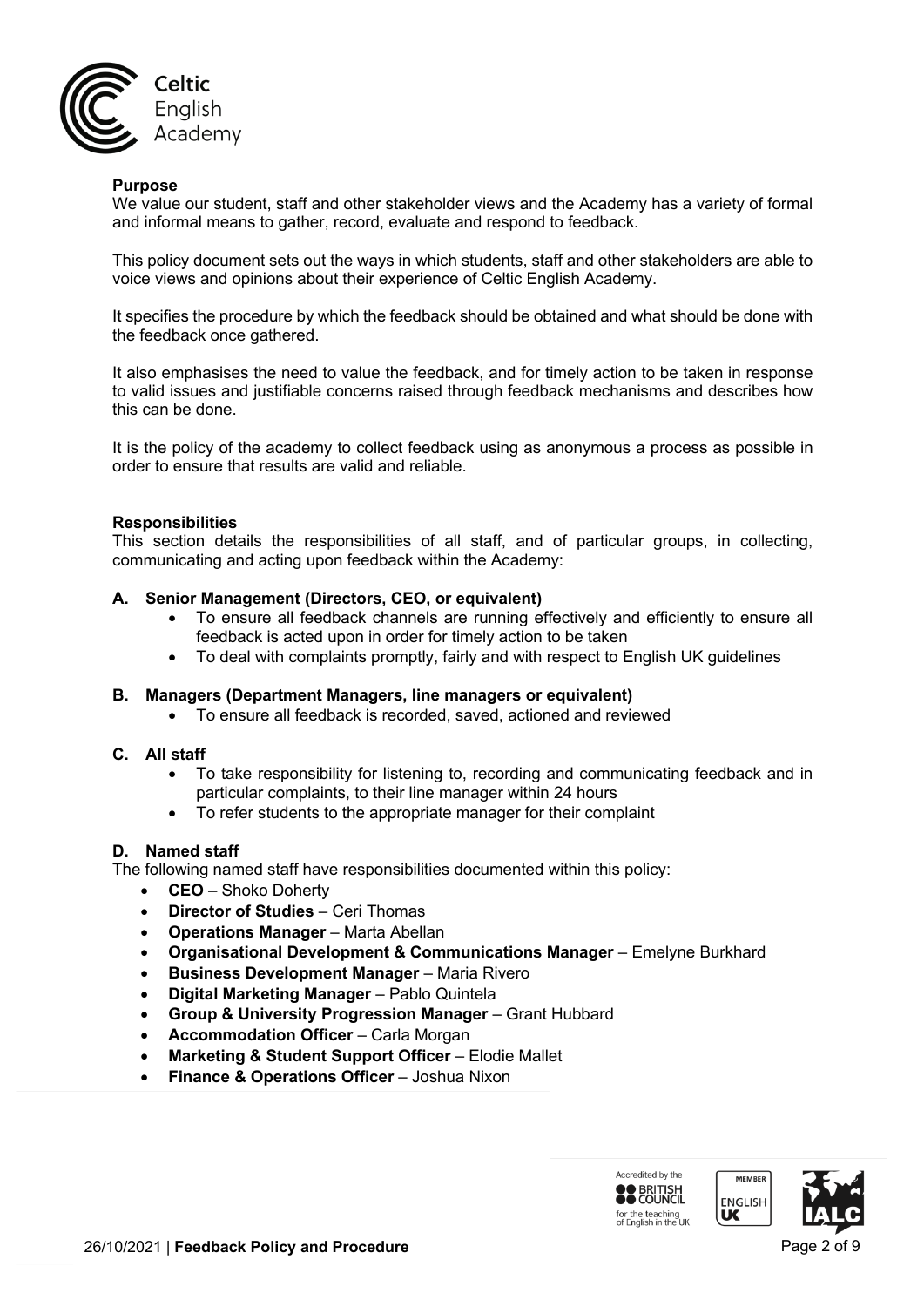## Purpose

We value our student, staff and other stakeholder views and the Academy has a variety of formal and informal means to gather, record, evaluate and respond to feedback.

This policy document sets out the ways in which students, staff and other stakeholders are able to voice views and opinions about their experience of Celtic English Academy.

It specifies the procedure by which the feedback should be obtained and what should be done with the feedback once gathered.

It also emphasises the need to value the feedback, and for timely action to be taken in response to valid issues and justifiable concerns raised through feedback mechanisms and describes how this can be done.

It is the policy of the academy to collect feedback using as anonymous a process as possible in order to ensure that results are valid and reliable.

## Responsibilities

This section details the responsibilities of all staff, and of particular groups, in collecting, communicating and acting upon feedback within the Academy:

### A. Senior Management (Directors, CEO, or equivalent)

- To ensure all feedback channels are running effectively and efficiently to ensure all feedback is acted upon in order for timely action to be taken
- To deal with complaints promptly, fairly and with respect to English UK guidelines

### B. Managers (Department Managers, line managers or equivalent)

- To ensure all feedback is recorded, saved, actioned and reviewed

### C. All staff

- To take responsibility for listening to, recording and communicating feedback and in particular complaints, to their line manager within 24 hours
- To refer students to the appropriate manager for their complaint

### D. Named staff

The following named staff have responsibilities documented within this policy:

- **CEO** – Shoko Doherty
- **Director of Studies** – Ceri Thomas
- **Operations Manager** – Marta Abellan
- **Organisational Development & Communications Manager** – Emelyne Burkhard
- **Business Development Manager** – Maria Rivero
- **Digital Marketing Manager** – Pablo Quintela
- **Group & University Progression Manager** – Grant Hubbard
- **Accommodation Officer** – Carla Morgan
- **Marketing & Student Support Officer** – Elodie Mallet
- **Finance & Operations Officer** – Joshua Nixon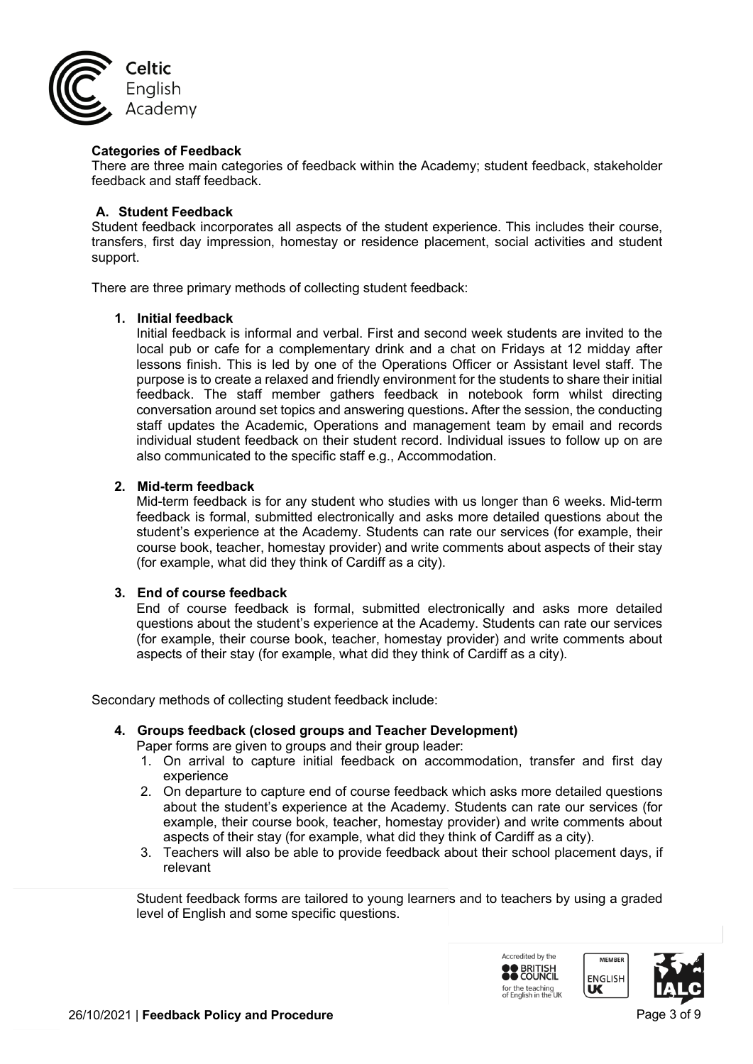**Categories of Feedback**

There are three main categories of feedback within the Academy; student feedback, stakeholder feedback and staff feedback.

**A. Student Feedback**

Student feedback incorporates all aspects of the student experience. This includes their course, transfers, first day impression, homestay or residence placement, social activities and student support.

There are three primary methods of collecting student feedback:

**1. Initial feedback**

Initial feedback is informal and verbal. First and second week students are invited to the local pub or cafe for a complementary drink and a chat on Fridays at 12 midday after lessons finish. This is led by one of the Operations Officer or Assistant level staff. The purpose is to create a relaxed and friendly environment for the students to share their initial feedback. The staff member gathers feedback in notebook form whilst directing conversation around set topics and answering questions**.** After the session, the conducting staff updates the Academic, Operations and management team by email and records individual student feedback on their student record. Individual issues to follow up on are also communicated to the specific staff e.g., Accommodation.

**2. Mid-term feedback**

Mid-term feedback is for any student who studies with us longer than 6 weeks. Mid-term feedback is formal, submitted electronically and asks more detailed questions about the student's experience at the Academy. Students can rate our services (for example, their course book, teacher, homestay provider) and write comments about aspects of their stay (for example, what did they think of Cardiff as a city).

**3. End of course feedback**

End of course feedback is formal, submitted electronically and asks more detailed questions about the student's experience at the Academy. Students can rate our services (for example, their course book, teacher, homestay provider) and write comments about aspects of their stay (for example, what did they think of Cardiff as a city).

Secondary methods of collecting student feedback include:

**4. Groups feedback (closed groups and Teacher Development)**

Paper forms are given to groups and their group leader:

1. On arrival to capture initial feedback on accommodation, transfer and first day experience
2. On departure to capture end of course feedback which asks more detailed questions about the student's experience at the Academy. Students can rate our services (for example, their course book, teacher, homestay provider) and write comments about aspects of their stay (for example, what did they think of Cardiff as a city).
3. Teachers will also be able to provide feedback about their school placement days, if relevant

Student feedback forms are tailored to young learners and to teachers by using a graded level of English and some specific questions.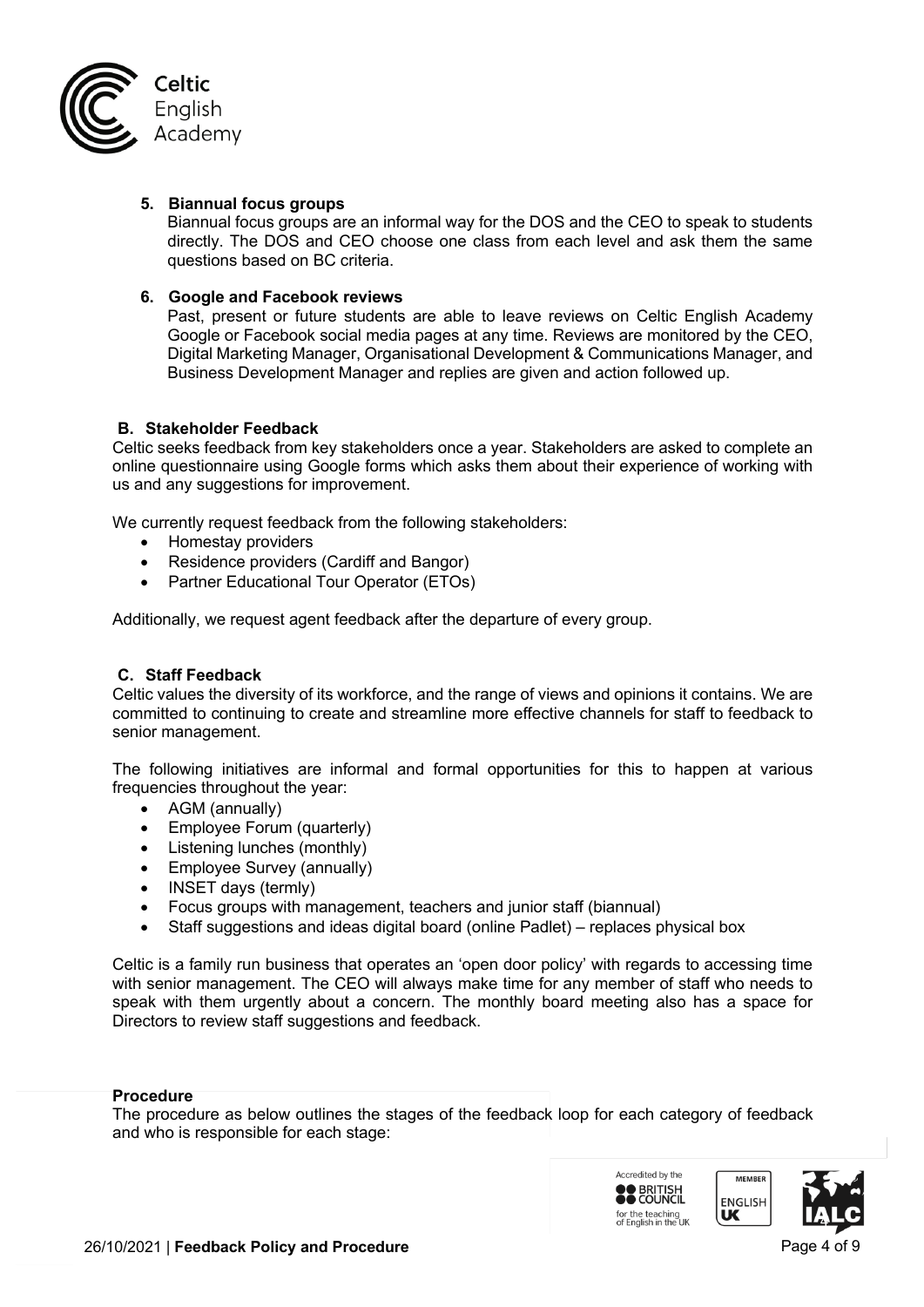### 5. Biannual focus groups

Biannual focus groups are an informal way for the DOS and the CEO to speak to students directly. The DOS and CEO choose one class from each level and ask them the same questions based on BC criteria.

### 6. Google and Facebook reviews

Past, present or future students are able to leave reviews on Celtic English Academy Google or Facebook social media pages at any time. Reviews are monitored by the CEO, Digital Marketing Manager, Organisational Development & Communications Manager, and Business Development Manager and replies are given and action followed up.

## B. Stakeholder Feedback

Celtic seeks feedback from key stakeholders once a year. Stakeholders are asked to complete an online questionnaire using Google forms which asks them about their experience of working with us and any suggestions for improvement.

We currently request feedback from the following stakeholders:

- Homestay providers
- Residence providers (Cardiff and Bangor)
- Partner Educational Tour Operator (ETOs)

Additionally, we request agent feedback after the departure of every group.

## C. Staff Feedback

Celtic values the diversity of its workforce, and the range of views and opinions it contains. We are committed to continuing to create and streamline more effective channels for staff to feedback to senior management.

The following initiatives are informal and formal opportunities for this to happen at various frequencies throughout the year:

- AGM (annually)
- Employee Forum (quarterly)
- Listening lunches (monthly)
- Employee Survey (annually)
- INSET days (termly)
- Focus groups with management, teachers and junior staff (biannual)
- Staff suggestions and ideas digital board (online Padlet) – replaces physical box

Celtic is a family run business that operates an 'open door policy' with regards to accessing time with senior management. The CEO will always make time for any member of staff who needs to speak with them urgently about a concern. The monthly board meeting also has a space for Directors to review staff suggestions and feedback.

## Procedure

The procedure as below outlines the stages of the feedback loop for each category of feedback and who is responsible for each stage: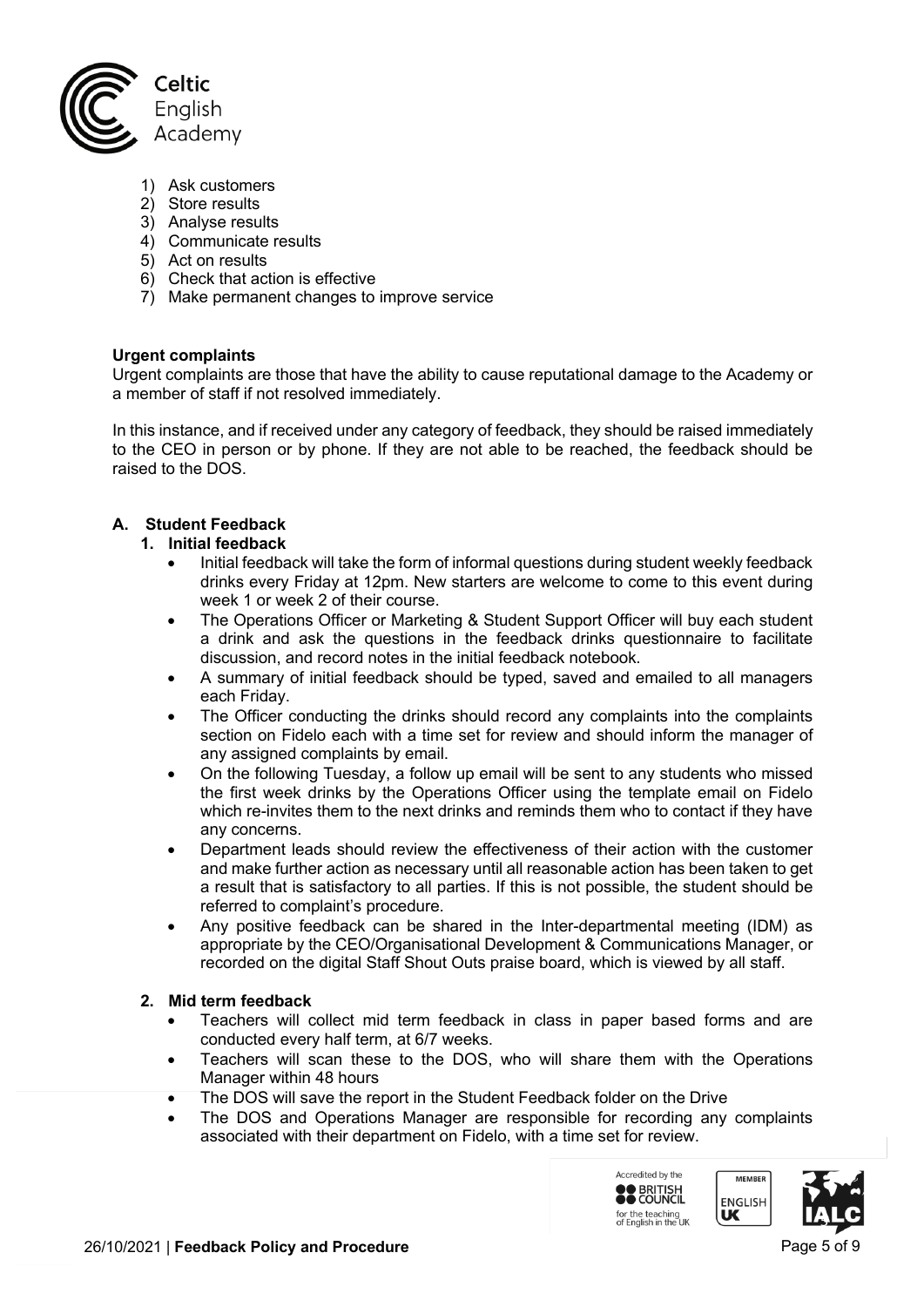1) Ask customers
2) Store results
3) Analyse results
4) Communicate results
5) Act on results
6) Check that action is effective
7) Make permanent changes to improve service

**Urgent complaints**

Urgent complaints are those that have the ability to cause reputational damage to the Academy or a member of staff if not resolved immediately.

In this instance, and if received under any category of feedback, they should be raised immediately to the CEO in person or by phone. If they are not able to be reached, the feedback should be raised to the DOS.

## A. Student Feedback

### 1. Initial feedback

- Initial feedback will take the form of informal questions during student weekly feedback drinks every Friday at 12pm. New starters are welcome to come to this event during week 1 or week 2 of their course.
- The Operations Officer or Marketing & Student Support Officer will buy each student a drink and ask the questions in the feedback drinks questionnaire to facilitate discussion, and record notes in the initial feedback notebook.
- A summary of initial feedback should be typed, saved and emailed to all managers each Friday.
- The Officer conducting the drinks should record any complaints into the complaints section on Fidelo each with a time set for review and should inform the manager of any assigned complaints by email.
- On the following Tuesday, a follow up email will be sent to any students who missed the first week drinks by the Operations Officer using the template email on Fidelo which re-invites them to the next drinks and reminds them who to contact if they have any concerns.
- Department leads should review the effectiveness of their action with the customer and make further action as necessary until all reasonable action has been taken to get a result that is satisfactory to all parties. If this is not possible, the student should be referred to complaint's procedure.
- Any positive feedback can be shared in the Inter-departmental meeting (IDM) as appropriate by the CEO/Organisational Development & Communications Manager, or recorded on the digital Staff Shout Outs praise board, which is viewed by all staff.

### 2. Mid term feedback

- Teachers will collect mid term feedback in class in paper based forms and are conducted every half term, at 6/7 weeks.
- Teachers will scan these to the DOS, who will share them with the Operations Manager within 48 hours
- The DOS will save the report in the Student Feedback folder on the Drive
- The DOS and Operations Manager are responsible for recording any complaints associated with their department on Fidelo, with a time set for review.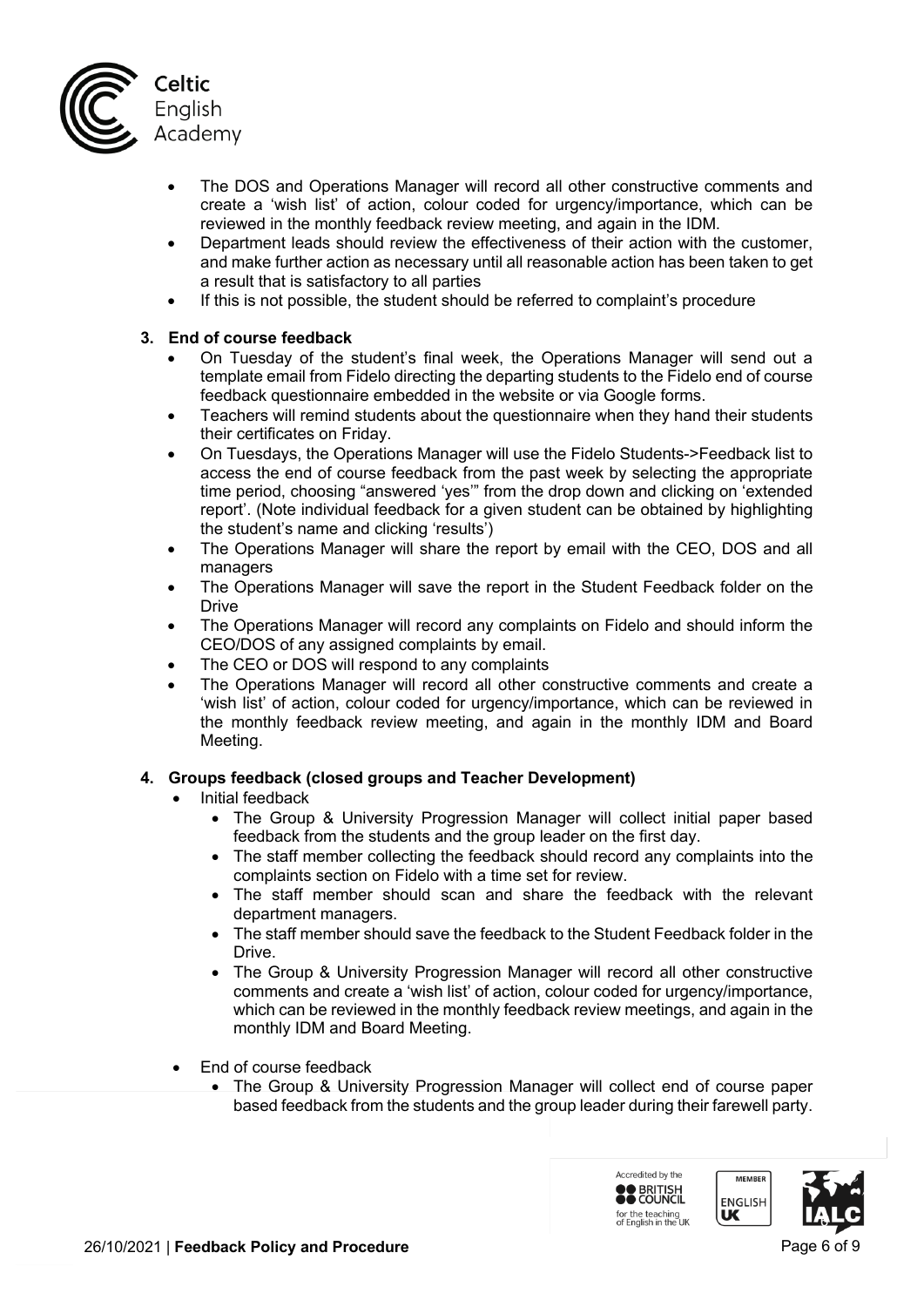- The DOS and Operations Manager will record all other constructive comments and create a 'wish list' of action, colour coded for urgency/importance, which can be reviewed in the monthly feedback review meeting, and again in the IDM.
- Department leads should review the effectiveness of their action with the customer, and make further action as necessary until all reasonable action has been taken to get a result that is satisfactory to all parties
- If this is not possible, the student should be referred to complaint's procedure

**3. End of course feedback**

- On Tuesday of the student's final week, the Operations Manager will send out a template email from Fidelo directing the departing students to the Fidelo end of course feedback questionnaire embedded in the website or via Google forms.
- Teachers will remind students about the questionnaire when they hand their students their certificates on Friday.
- On Tuesdays, the Operations Manager will use the Fidelo Students->Feedback list to access the end of course feedback from the past week by selecting the appropriate time period, choosing "answered 'yes'" from the drop down and clicking on 'extended report'. (Note individual feedback for a given student can be obtained by highlighting the student's name and clicking 'results')
- The Operations Manager will share the report by email with the CEO, DOS and all managers
- The Operations Manager will save the report in the Student Feedback folder on the Drive
- The Operations Manager will record any complaints on Fidelo and should inform the CEO/DOS of any assigned complaints by email.
- The CEO or DOS will respond to any complaints
- The Operations Manager will record all other constructive comments and create a 'wish list' of action, colour coded for urgency/importance, which can be reviewed in the monthly feedback review meeting, and again in the monthly IDM and Board Meeting.

**4. Groups feedback (closed groups and Teacher Development)**

- Initial feedback
  - The Group & University Progression Manager will collect initial paper based feedback from the students and the group leader on the first day.
  - The staff member collecting the feedback should record any complaints into the complaints section on Fidelo with a time set for review.
  - The staff member should scan and share the feedback with the relevant department managers.
  - The staff member should save the feedback to the Student Feedback folder in the Drive.
  - The Group & University Progression Manager will record all other constructive comments and create a 'wish list' of action, colour coded for urgency/importance, which can be reviewed in the monthly feedback review meetings, and again in the monthly IDM and Board Meeting.
- End of course feedback
  - The Group & University Progression Manager will collect end of course paper based feedback from the students and the group leader during their farewell party.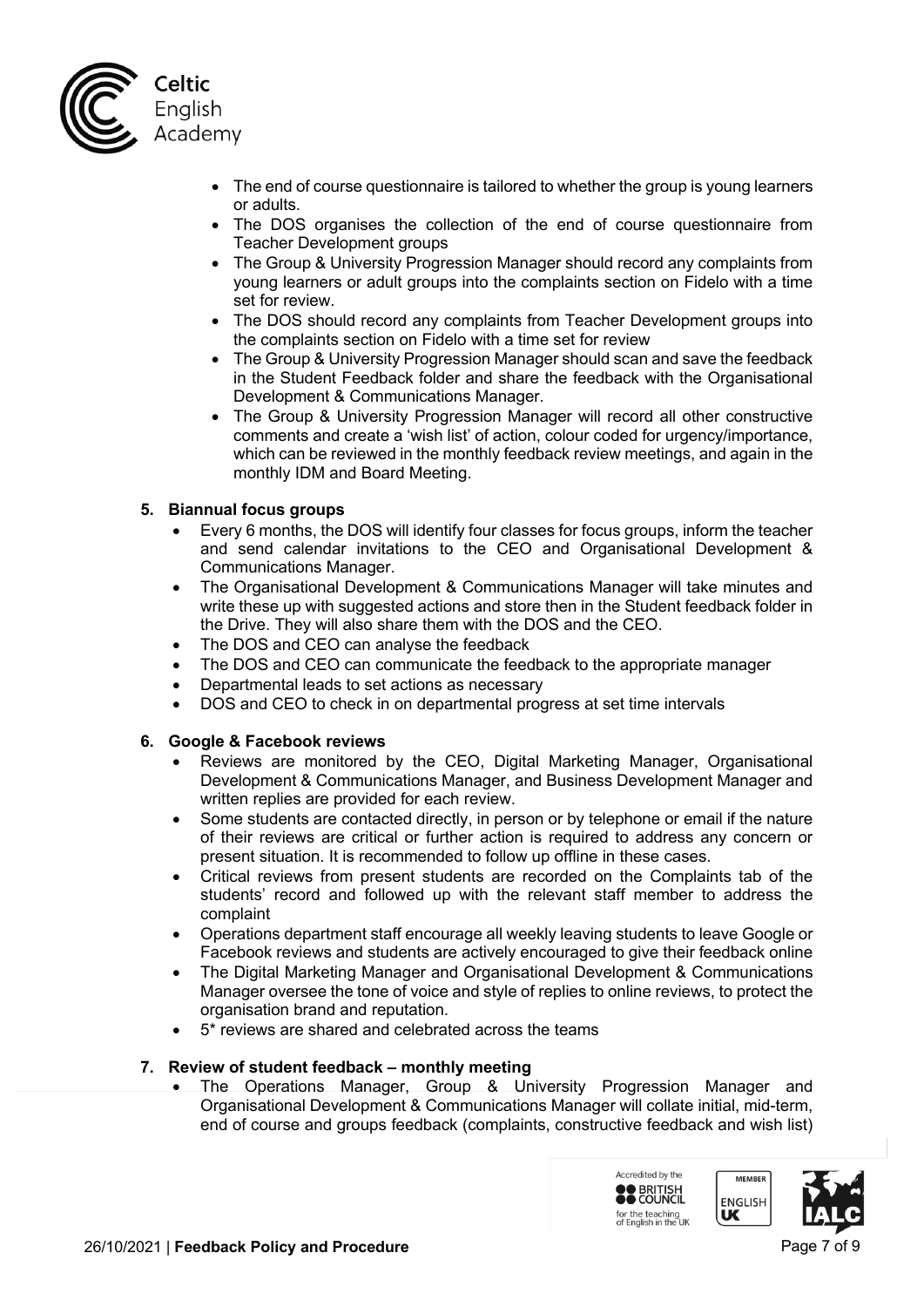- The end of course questionnaire is tailored to whether the group is young learners or adults.
- The DOS organises the collection of the end of course questionnaire from Teacher Development groups
- The Group & University Progression Manager should record any complaints from young learners or adult groups into the complaints section on Fidelo with a time set for review.
- The DOS should record any complaints from Teacher Development groups into the complaints section on Fidelo with a time set for review
- The Group & University Progression Manager should scan and save the feedback in the Student Feedback folder and share the feedback with the Organisational Development & Communications Manager.
- The Group & University Progression Manager will record all other constructive comments and create a 'wish list' of action, colour coded for urgency/importance, which can be reviewed in the monthly feedback review meetings, and again in the monthly IDM and Board Meeting.

**5. Biannual focus groups**

- Every 6 months, the DOS will identify four classes for focus groups, inform the teacher and send calendar invitations to the CEO and Organisational Development & Communications Manager.
- The Organisational Development & Communications Manager will take minutes and write these up with suggested actions and store then in the Student feedback folder in the Drive. They will also share them with the DOS and the CEO.
- The DOS and CEO can analyse the feedback
- The DOS and CEO can communicate the feedback to the appropriate manager
- Departmental leads to set actions as necessary
- DOS and CEO to check in on departmental progress at set time intervals

**6. Google & Facebook reviews**

- Reviews are monitored by the CEO, Digital Marketing Manager, Organisational Development & Communications Manager, and Business Development Manager and written replies are provided for each review.
- Some students are contacted directly, in person or by telephone or email if the nature of their reviews are critical or further action is required to address any concern or present situation. It is recommended to follow up offline in these cases.
- Critical reviews from present students are recorded on the Complaints tab of the students' record and followed up with the relevant staff member to address the complaint
- Operations department staff encourage all weekly leaving students to leave Google or Facebook reviews and students are actively encouraged to give their feedback online
- The Digital Marketing Manager and Organisational Development & Communications Manager oversee the tone of voice and style of replies to online reviews, to protect the organisation brand and reputation.
- 5* reviews are shared and celebrated across the teams

**7. Review of student feedback – monthly meeting**

- The Operations Manager, Group & University Progression Manager and Organisational Development & Communications Manager will collate initial, mid-term, end of course and groups feedback (complaints, constructive feedback and wish list)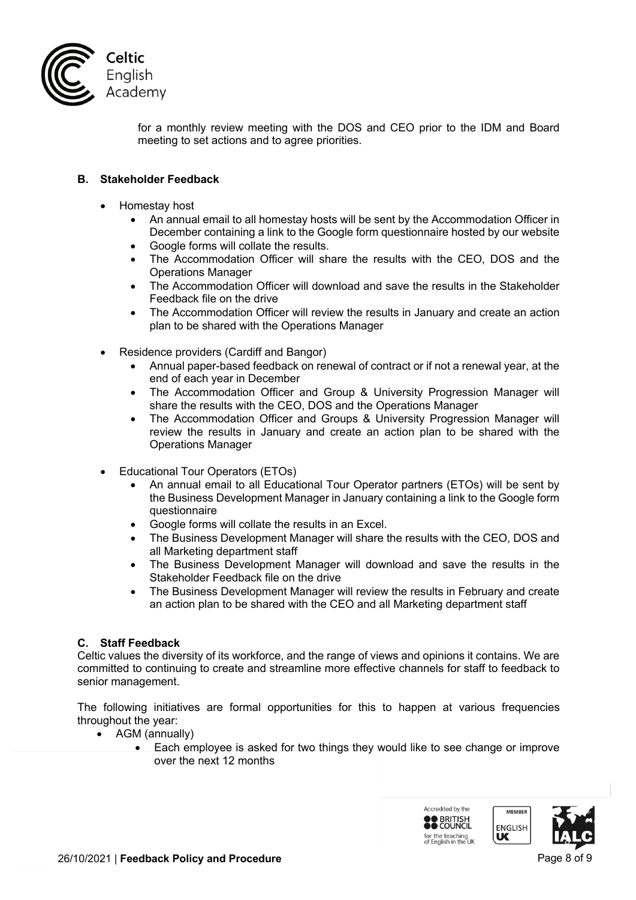for a monthly review meeting with the DOS and CEO prior to the IDM and Board meeting to set actions and to agree priorities.

### B. Stakeholder Feedback

- Homestay host
  - An annual email to all homestay hosts will be sent by the Accommodation Officer in December containing a link to the Google form questionnaire hosted by our website
  - Google forms will collate the results.
  - The Accommodation Officer will share the results with the CEO, DOS and the Operations Manager
  - The Accommodation Officer will download and save the results in the Stakeholder Feedback file on the drive
  - The Accommodation Officer will review the results in January and create an action plan to be shared with the Operations Manager

- Residence providers (Cardiff and Bangor)
  - Annual paper-based feedback on renewal of contract or if not a renewal year, at the end of each year in December
  - The Accommodation Officer and Group & University Progression Manager will share the results with the CEO, DOS and the Operations Manager
  - The Accommodation Officer and Groups & University Progression Manager will review the results in January and create an action plan to be shared with the Operations Manager

- Educational Tour Operators (ETOs)
  - An annual email to all Educational Tour Operator partners (ETOs) will be sent by the Business Development Manager in January containing a link to the Google form questionnaire
  - Google forms will collate the results in an Excel.
  - The Business Development Manager will share the results with the CEO, DOS and all Marketing department staff
  - The Business Development Manager will download and save the results in the Stakeholder Feedback file on the drive
  - The Business Development Manager will review the results in February and create an action plan to be shared with the CEO and all Marketing department staff

### C. Staff Feedback

Celtic values the diversity of its workforce, and the range of views and opinions it contains. We are committed to continuing to create and streamline more effective channels for staff to feedback to senior management.

The following initiatives are formal opportunities for this to happen at various frequencies throughout the year:

- AGM (annually)
  - Each employee is asked for two things they would like to see change or improve over the next 12 months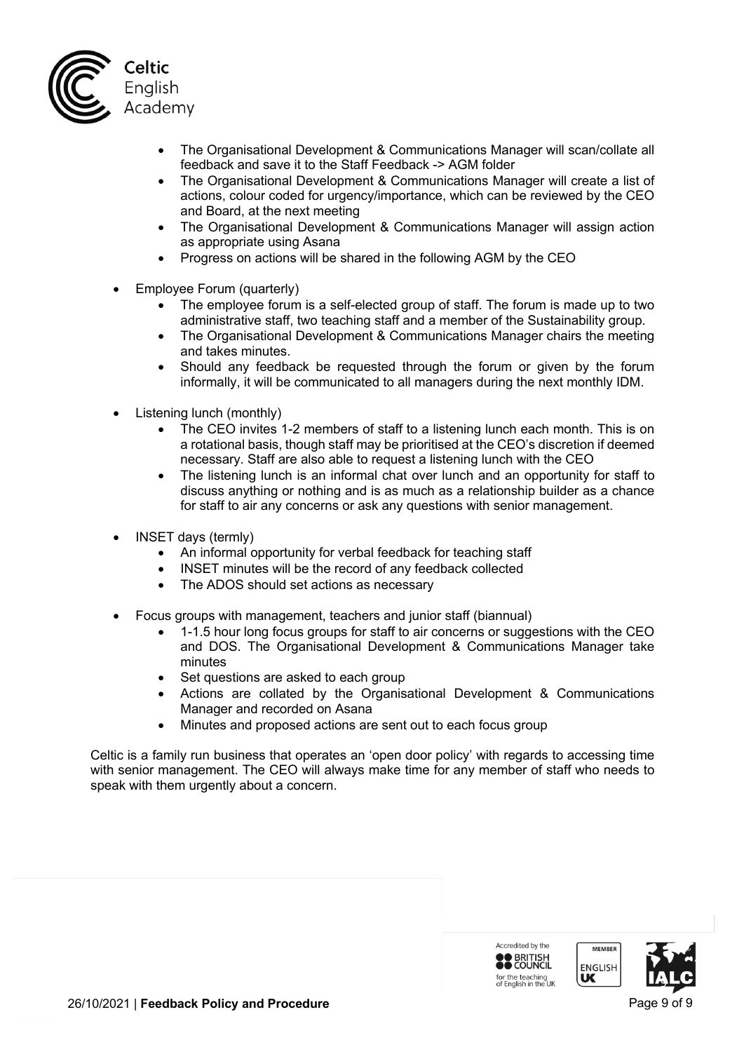- The Organisational Development & Communications Manager will scan/collate all feedback and save it to the Staff Feedback -> AGM folder
    - The Organisational Development & Communications Manager will create a list of actions, colour coded for urgency/importance, which can be reviewed by the CEO and Board, at the next meeting
    - The Organisational Development & Communications Manager will assign action as appropriate using Asana
    - Progress on actions will be shared in the following AGM by the CEO

- Employee Forum (quarterly)
    - The employee forum is a self-elected group of staff. The forum is made up to two administrative staff, two teaching staff and a member of the Sustainability group.
    - The Organisational Development & Communications Manager chairs the meeting and takes minutes.
    - Should any feedback be requested through the forum or given by the forum informally, it will be communicated to all managers during the next monthly IDM.

- Listening lunch (monthly)
    - The CEO invites 1-2 members of staff to a listening lunch each month. This is on a rotational basis, though staff may be prioritised at the CEO's discretion if deemed necessary. Staff are also able to request a listening lunch with the CEO
    - The listening lunch is an informal chat over lunch and an opportunity for staff to discuss anything or nothing and is as much as a relationship builder as a chance for staff to air any concerns or ask any questions with senior management.

- INSET days (termly)
    - An informal opportunity for verbal feedback for teaching staff
    - INSET minutes will be the record of any feedback collected
    - The ADOS should set actions as necessary

- Focus groups with management, teachers and junior staff (biannual)
    - 1-1.5 hour long focus groups for staff to air concerns or suggestions with the CEO and DOS. The Organisational Development & Communications Manager take minutes
    - Set questions are asked to each group
    - Actions are collated by the Organisational Development & Communications Manager and recorded on Asana
    - Minutes and proposed actions are sent out to each focus group

Celtic is a family run business that operates an 'open door policy' with regards to accessing time with senior management. The CEO will always make time for any member of staff who needs to speak with them urgently about a concern.